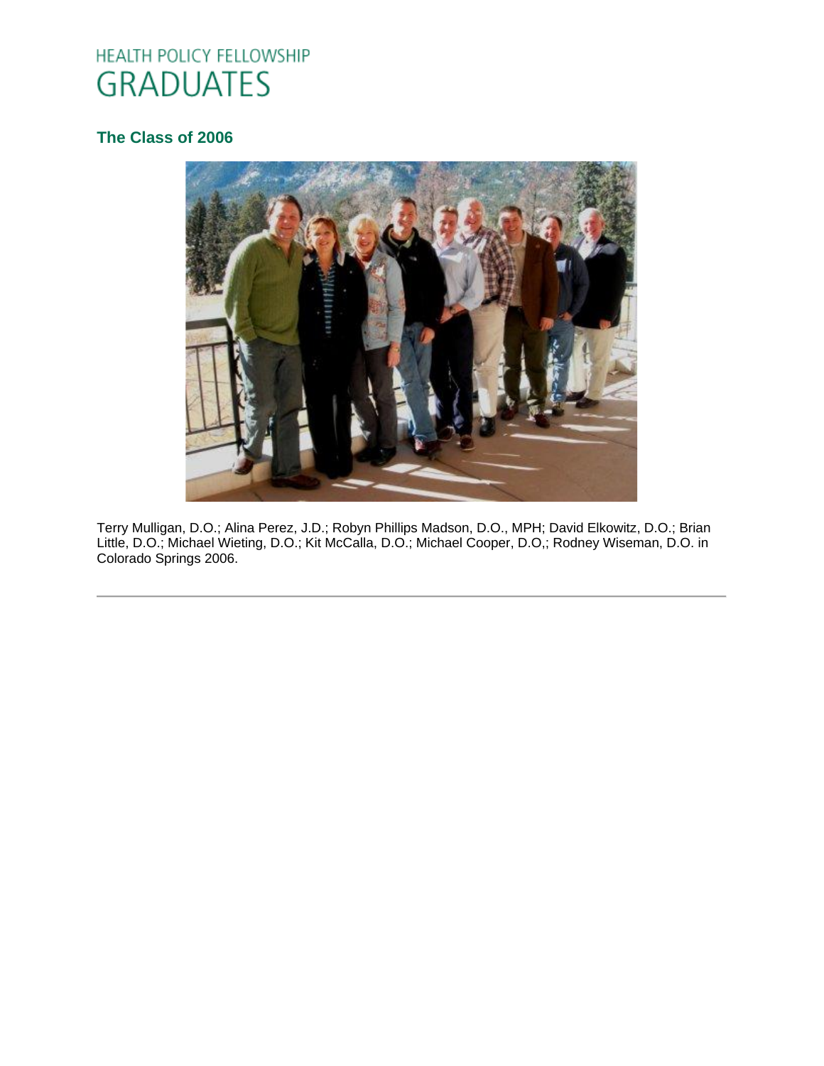# HEALTH POLICY FELLOWSHIP GRADUATES

## The Class of 2006

Terry Mulligan, D.O.; Alina Perez, J.D.; Robyn Phillips Madson, D.O., MPH; David Elkowitz, D.O.; Brian Little, D.O.; Michael Wieting, D.O.; Kit McCalla, D.O.; Michael Cooper, D.O,; Rodney Wiseman, D.O. in Colorado Springs 2006.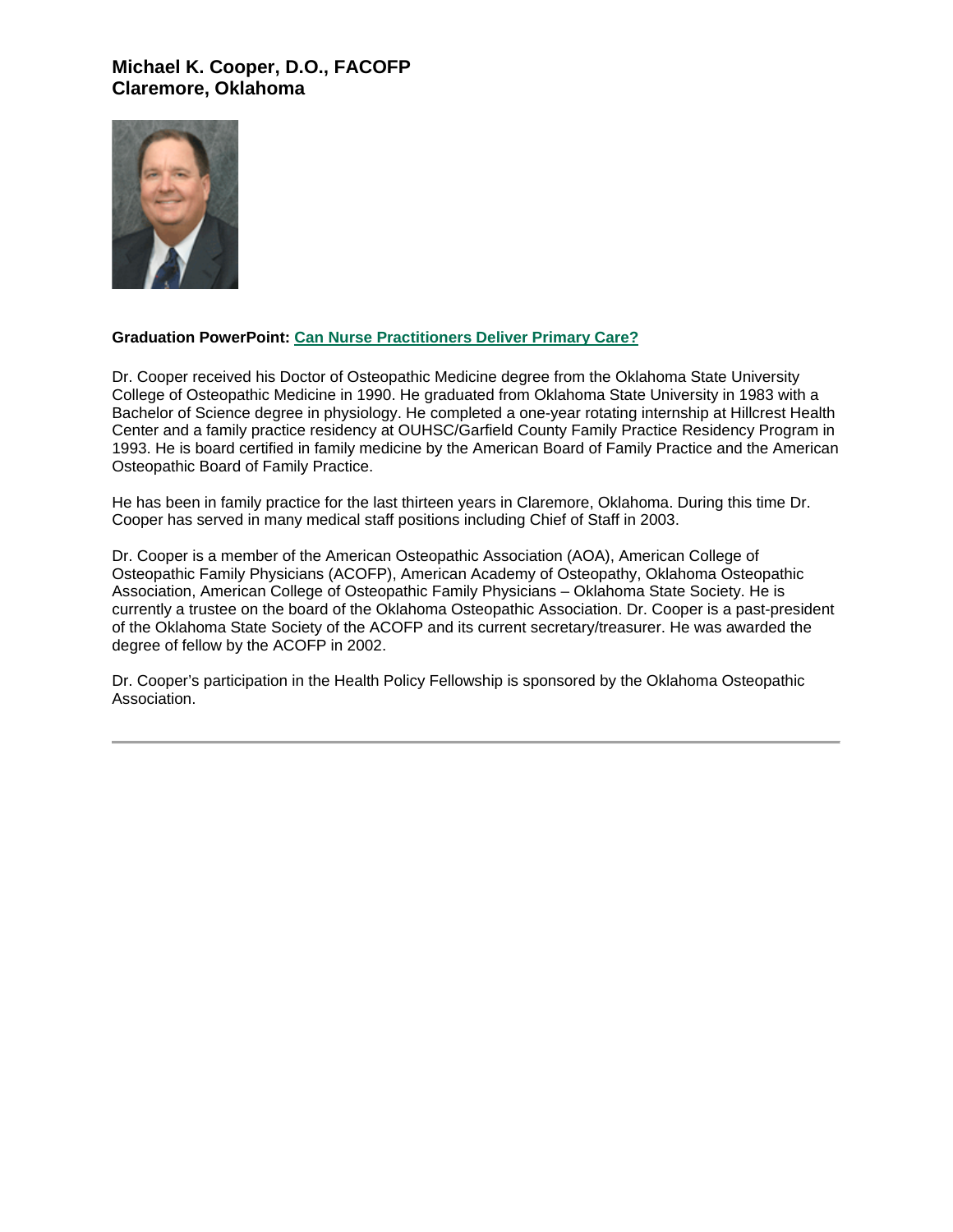### Michael K. Cooper, D.O., FACOFP
### Claremore, Oklahoma

**Graduation PowerPoint:** Can Nurse Practitioners Deliver Primary Care?

Dr. Cooper received his Doctor of Osteopathic Medicine degree from the Oklahoma State University College of Osteopathic Medicine in 1990. He graduated from Oklahoma State University in 1983 with a Bachelor of Science degree in physiology. He completed a one-year rotating internship at Hillcrest Health Center and a family practice residency at OUHSC/Garfield County Family Practice Residency Program in 1993. He is board certified in family medicine by the American Board of Family Practice and the American Osteopathic Board of Family Practice.

He has been in family practice for the last thirteen years in Claremore, Oklahoma. During this time Dr. Cooper has served in many medical staff positions including Chief of Staff in 2003.

Dr. Cooper is a member of the American Osteopathic Association (AOA), American College of Osteopathic Family Physicians (ACOFP), American Academy of Osteopathy, Oklahoma Osteopathic Association, American College of Osteopathic Family Physicians – Oklahoma State Society. He is currently a trustee on the board of the Oklahoma Osteopathic Association. Dr. Cooper is a past-president of the Oklahoma State Society of the ACOFP and its current secretary/treasurer. He was awarded the degree of fellow by the ACOFP in 2002.

Dr. Cooper's participation in the Health Policy Fellowship is sponsored by the Oklahoma Osteopathic Association.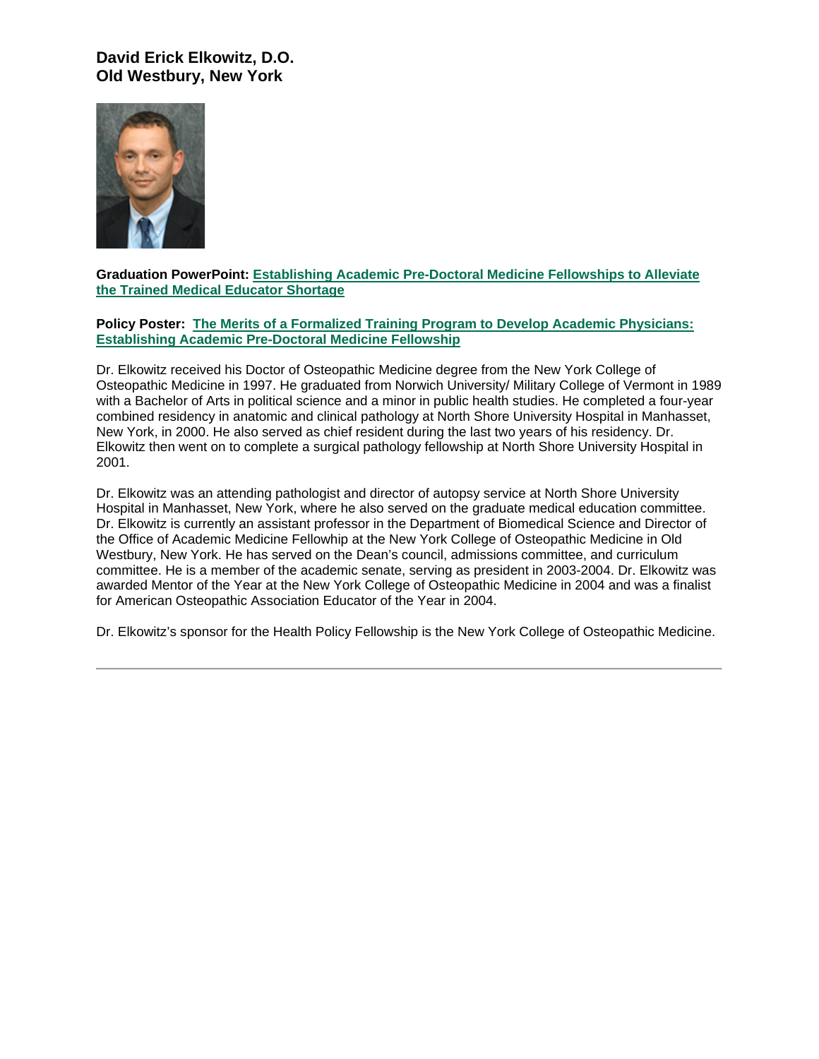**David Erick Elkowitz, D.O.**
**Old Westbury, New York**

**Graduation PowerPoint:** Establishing Academic Pre-Doctoral Medicine Fellowships to Alleviate the Trained Medical Educator Shortage

**Policy Poster:** The Merits of a Formalized Training Program to Develop Academic Physicians: Establishing Academic Pre-Doctoral Medicine Fellowship

Dr. Elkowitz received his Doctor of Osteopathic Medicine degree from the New York College of Osteopathic Medicine in 1997. He graduated from Norwich University/ Military College of Vermont in 1989 with a Bachelor of Arts in political science and a minor in public health studies. He completed a four-year combined residency in anatomic and clinical pathology at North Shore University Hospital in Manhasset, New York, in 2000. He also served as chief resident during the last two years of his residency. Dr. Elkowitz then went on to complete a surgical pathology fellowship at North Shore University Hospital in 2001.

Dr. Elkowitz was an attending pathologist and director of autopsy service at North Shore University Hospital in Manhasset, New York, where he also served on the graduate medical education committee. Dr. Elkowitz is currently an assistant professor in the Department of Biomedical Science and Director of the Office of Academic Medicine Fellowhip at the New York College of Osteopathic Medicine in Old Westbury, New York. He has served on the Dean's council, admissions committee, and curriculum committee. He is a member of the academic senate, serving as president in 2003-2004. Dr. Elkowitz was awarded Mentor of the Year at the New York College of Osteopathic Medicine in 2004 and was a finalist for American Osteopathic Association Educator of the Year in 2004.

Dr. Elkowitz's sponsor for the Health Policy Fellowship is the New York College of Osteopathic Medicine.

---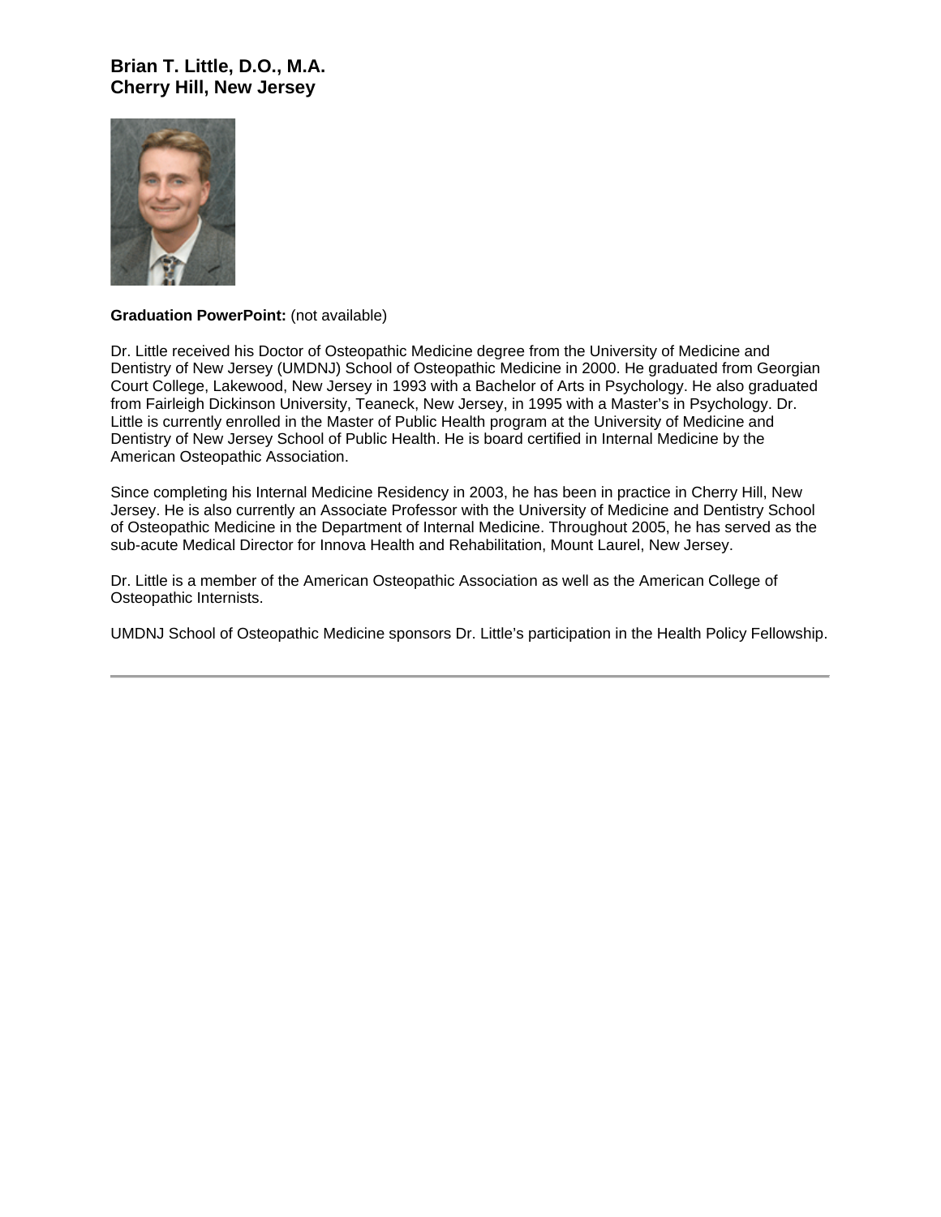**Brian T. Little, D.O., M.A.**
**Cherry Hill, New Jersey**

**Graduation PowerPoint:** (not available)

Dr. Little received his Doctor of Osteopathic Medicine degree from the University of Medicine and Dentistry of New Jersey (UMDNJ) School of Osteopathic Medicine in 2000. He graduated from Georgian Court College, Lakewood, New Jersey in 1993 with a Bachelor of Arts in Psychology. He also graduated from Fairleigh Dickinson University, Teaneck, New Jersey, in 1995 with a Master's in Psychology. Dr. Little is currently enrolled in the Master of Public Health program at the University of Medicine and Dentistry of New Jersey School of Public Health. He is board certified in Internal Medicine by the American Osteopathic Association.

Since completing his Internal Medicine Residency in 2003, he has been in practice in Cherry Hill, New Jersey. He is also currently an Associate Professor with the University of Medicine and Dentistry School of Osteopathic Medicine in the Department of Internal Medicine. Throughout 2005, he has served as the sub-acute Medical Director for Innova Health and Rehabilitation, Mount Laurel, New Jersey.

Dr. Little is a member of the American Osteopathic Association as well as the American College of Osteopathic Internists.

UMDNJ School of Osteopathic Medicine sponsors Dr. Little's participation in the Health Policy Fellowship.

---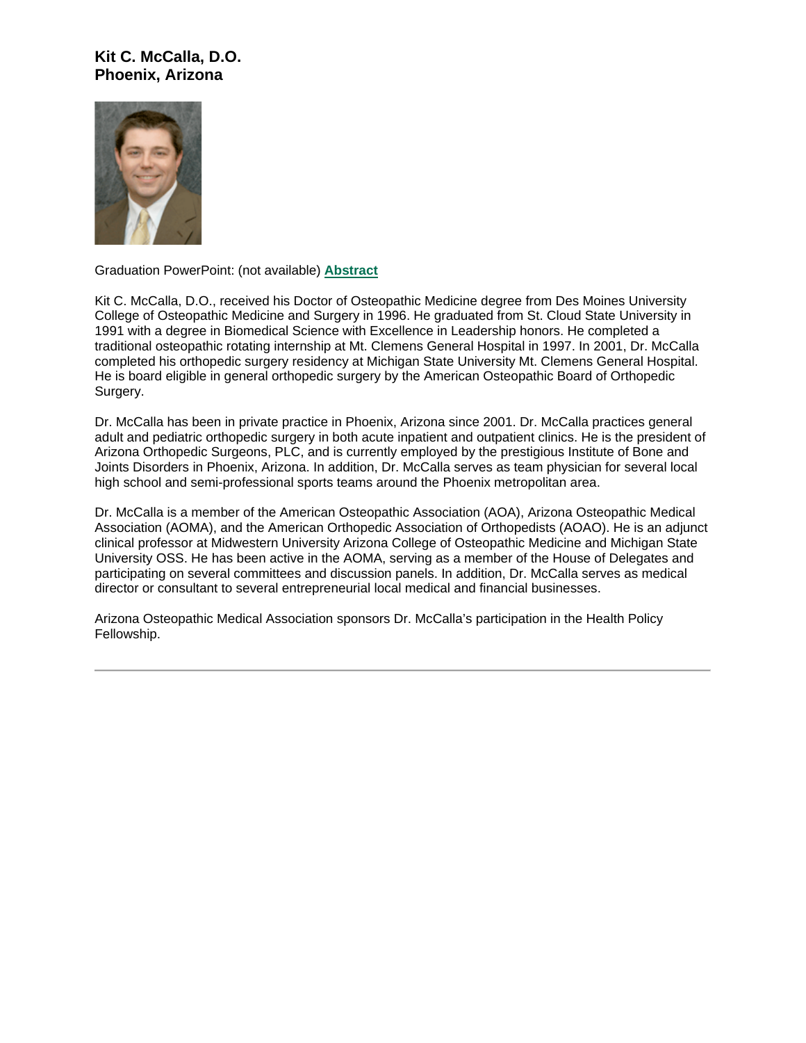**Kit C. McCalla, D.O.**
**Phoenix, Arizona**

Graduation PowerPoint: (not available) **Abstract**

Kit C. McCalla, D.O., received his Doctor of Osteopathic Medicine degree from Des Moines University College of Osteopathic Medicine and Surgery in 1996. He graduated from St. Cloud State University in 1991 with a degree in Biomedical Science with Excellence in Leadership honors. He completed a traditional osteopathic rotating internship at Mt. Clemens General Hospital in 1997. In 2001, Dr. McCalla completed his orthopedic surgery residency at Michigan State University Mt. Clemens General Hospital. He is board eligible in general orthopedic surgery by the American Osteopathic Board of Orthopedic Surgery.

Dr. McCalla has been in private practice in Phoenix, Arizona since 2001. Dr. McCalla practices general adult and pediatric orthopedic surgery in both acute inpatient and outpatient clinics. He is the president of Arizona Orthopedic Surgeons, PLC, and is currently employed by the prestigious Institute of Bone and Joints Disorders in Phoenix, Arizona. In addition, Dr. McCalla serves as team physician for several local high school and semi-professional sports teams around the Phoenix metropolitan area.

Dr. McCalla is a member of the American Osteopathic Association (AOA), Arizona Osteopathic Medical Association (AOMA), and the American Orthopedic Association of Orthopedists (AOAO). He is an adjunct clinical professor at Midwestern University Arizona College of Osteopathic Medicine and Michigan State University OSS. He has been active in the AOMA, serving as a member of the House of Delegates and participating on several committees and discussion panels. In addition, Dr. McCalla serves as medical director or consultant to several entrepreneurial local medical and financial businesses.

Arizona Osteopathic Medical Association sponsors Dr. McCalla's participation in the Health Policy Fellowship.

---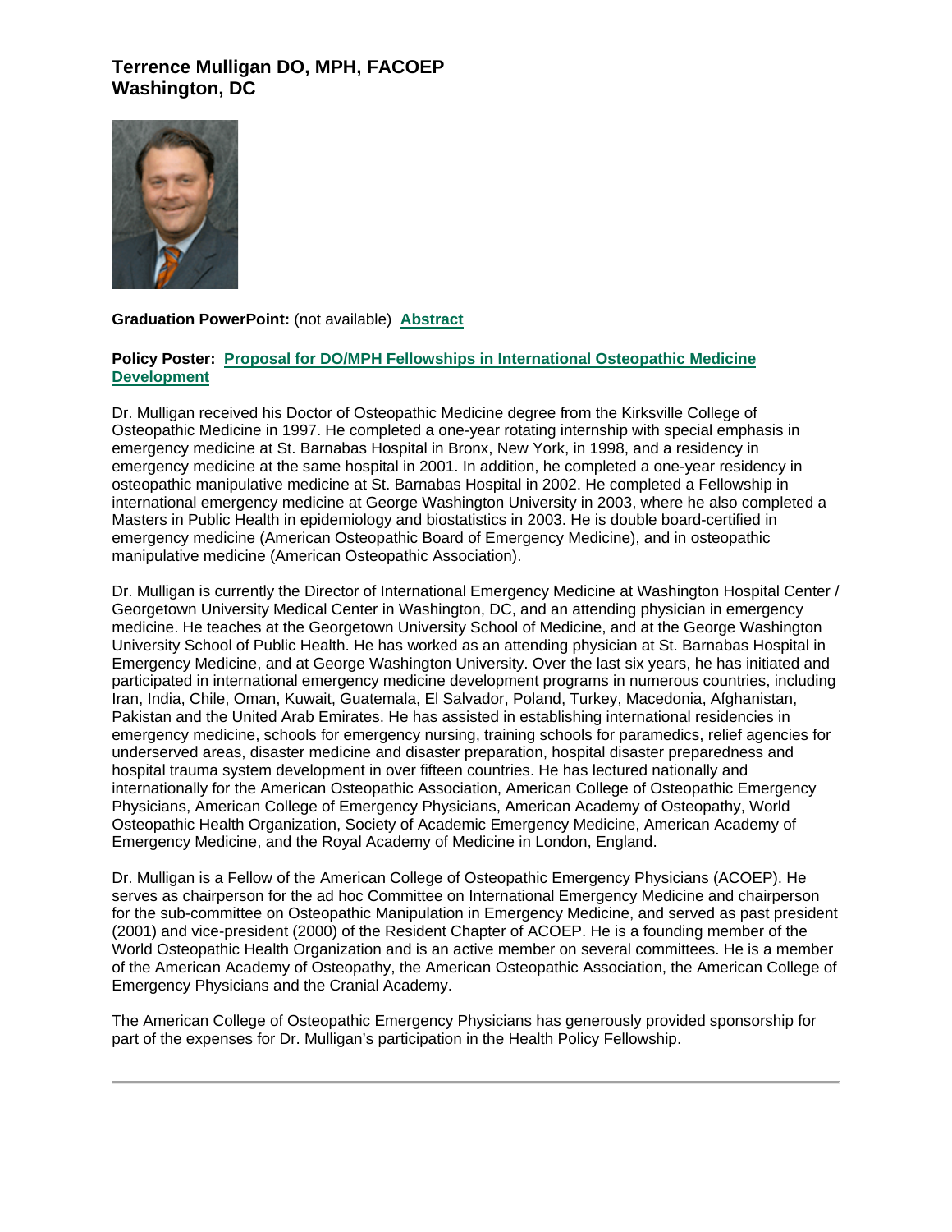## Terrence Mulligan DO, MPH, FACOEP
## Washington, DC

**Graduation PowerPoint:** (not available) **Abstract**

**Policy Poster: Proposal for DO/MPH Fellowships in International Osteopathic Medicine Development**

Dr. Mulligan received his Doctor of Osteopathic Medicine degree from the Kirksville College of Osteopathic Medicine in 1997. He completed a one-year rotating internship with special emphasis in emergency medicine at St. Barnabas Hospital in Bronx, New York, in 1998, and a residency in emergency medicine at the same hospital in 2001. In addition, he completed a one-year residency in osteopathic manipulative medicine at St. Barnabas Hospital in 2002. He completed a Fellowship in international emergency medicine at George Washington University in 2003, where he also completed a Masters in Public Health in epidemiology and biostatistics in 2003. He is double board-certified in emergency medicine (American Osteopathic Board of Emergency Medicine), and in osteopathic manipulative medicine (American Osteopathic Association).

Dr. Mulligan is currently the Director of International Emergency Medicine at Washington Hospital Center / Georgetown University Medical Center in Washington, DC, and an attending physician in emergency medicine. He teaches at the Georgetown University School of Medicine, and at the George Washington University School of Public Health. He has worked as an attending physician at St. Barnabas Hospital in Emergency Medicine, and at George Washington University. Over the last six years, he has initiated and participated in international emergency medicine development programs in numerous countries, including Iran, India, Chile, Oman, Kuwait, Guatemala, El Salvador, Poland, Turkey, Macedonia, Afghanistan, Pakistan and the United Arab Emirates. He has assisted in establishing international residencies in emergency medicine, schools for emergency nursing, training schools for paramedics, relief agencies for underserved areas, disaster medicine and disaster preparation, hospital disaster preparedness and hospital trauma system development in over fifteen countries. He has lectured nationally and internationally for the American Osteopathic Association, American College of Osteopathic Emergency Physicians, American College of Emergency Physicians, American Academy of Osteopathy, World Osteopathic Health Organization, Society of Academic Emergency Medicine, American Academy of Emergency Medicine, and the Royal Academy of Medicine in London, England.

Dr. Mulligan is a Fellow of the American College of Osteopathic Emergency Physicians (ACOEP). He serves as chairperson for the ad hoc Committee on International Emergency Medicine and chairperson for the sub-committee on Osteopathic Manipulation in Emergency Medicine, and served as past president (2001) and vice-president (2000) of the Resident Chapter of ACOEP. He is a founding member of the World Osteopathic Health Organization and is an active member on several committees. He is a member of the American Academy of Osteopathy, the American Osteopathic Association, the American College of Emergency Physicians and the Cranial Academy.

The American College of Osteopathic Emergency Physicians has generously provided sponsorship for part of the expenses for Dr. Mulligan's participation in the Health Policy Fellowship.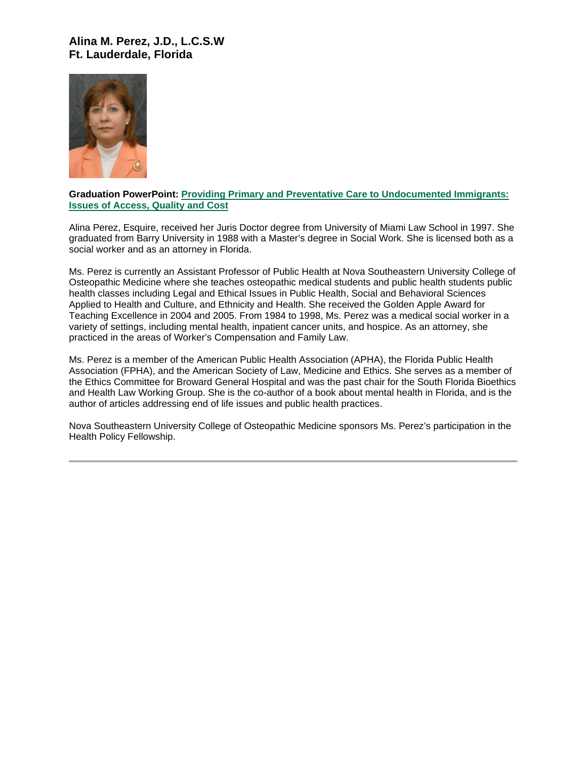## Alina M. Perez, J.D., L.C.S.W
## Ft. Lauderdale, Florida

**Graduation PowerPoint: Providing Primary and Preventative Care to Undocumented Immigrants: Issues of Access, Quality and Cost**

Alina Perez, Esquire, received her Juris Doctor degree from University of Miami Law School in 1997. She graduated from Barry University in 1988 with a Master's degree in Social Work. She is licensed both as a social worker and as an attorney in Florida.

Ms. Perez is currently an Assistant Professor of Public Health at Nova Southeastern University College of Osteopathic Medicine where she teaches osteopathic medical students and public health students public health classes including Legal and Ethical Issues in Public Health, Social and Behavioral Sciences Applied to Health and Culture, and Ethnicity and Health. She received the Golden Apple Award for Teaching Excellence in 2004 and 2005. From 1984 to 1998, Ms. Perez was a medical social worker in a variety of settings, including mental health, inpatient cancer units, and hospice. As an attorney, she practiced in the areas of Worker's Compensation and Family Law.

Ms. Perez is a member of the American Public Health Association (APHA), the Florida Public Health Association (FPHA), and the American Society of Law, Medicine and Ethics. She serves as a member of the Ethics Committee for Broward General Hospital and was the past chair for the South Florida Bioethics and Health Law Working Group. She is the co-author of a book about mental health in Florida, and is the author of articles addressing end of life issues and public health practices.

Nova Southeastern University College of Osteopathic Medicine sponsors Ms. Perez's participation in the Health Policy Fellowship.

---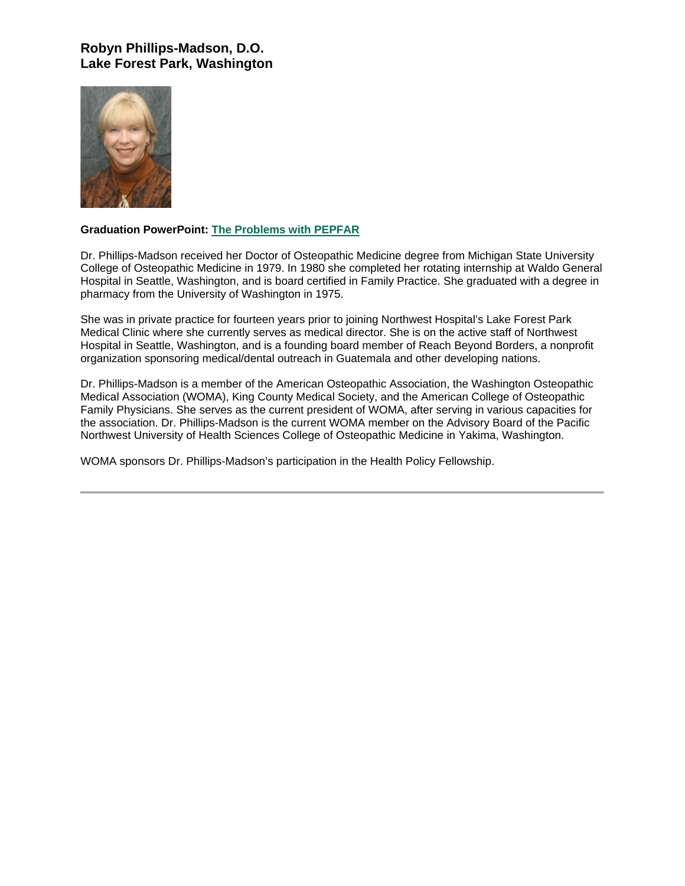**Robyn Phillips-Madson, D.O.**
**Lake Forest Park, Washington**

**Graduation PowerPoint: The Problems with PEPFAR**

Dr. Phillips-Madson received her Doctor of Osteopathic Medicine degree from Michigan State University College of Osteopathic Medicine in 1979. In 1980 she completed her rotating internship at Waldo General Hospital in Seattle, Washington, and is board certified in Family Practice. She graduated with a degree in pharmacy from the University of Washington in 1975.

She was in private practice for fourteen years prior to joining Northwest Hospital's Lake Forest Park Medical Clinic where she currently serves as medical director. She is on the active staff of Northwest Hospital in Seattle, Washington, and is a founding board member of Reach Beyond Borders, a nonprofit organization sponsoring medical/dental outreach in Guatemala and other developing nations.

Dr. Phillips-Madson is a member of the American Osteopathic Association, the Washington Osteopathic Medical Association (WOMA), King County Medical Society, and the American College of Osteopathic Family Physicians. She serves as the current president of WOMA, after serving in various capacities for the association. Dr. Phillips-Madson is the current WOMA member on the Advisory Board of the Pacific Northwest University of Health Sciences College of Osteopathic Medicine in Yakima, Washington.

WOMA sponsors Dr. Phillips-Madson's participation in the Health Policy Fellowship.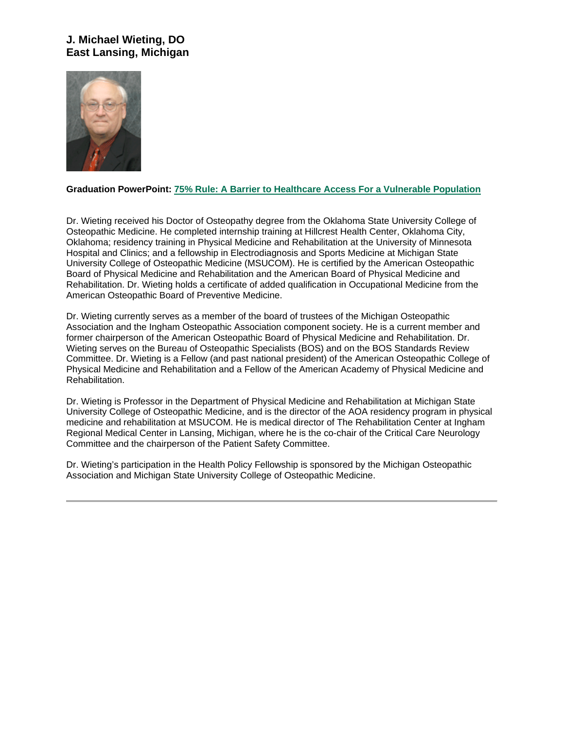**J. Michael Wieting, DO**
**East Lansing, Michigan**

**Graduation PowerPoint:** **75% Rule: A Barrier to Healthcare Access For a Vulnerable Population**

Dr. Wieting received his Doctor of Osteopathy degree from the Oklahoma State University College of Osteopathic Medicine. He completed internship training at Hillcrest Health Center, Oklahoma City, Oklahoma; residency training in Physical Medicine and Rehabilitation at the University of Minnesota Hospital and Clinics; and a fellowship in Electrodiagnosis and Sports Medicine at Michigan State University College of Osteopathic Medicine (MSUCOM). He is certified by the American Osteopathic Board of Physical Medicine and Rehabilitation and the American Board of Physical Medicine and Rehabilitation. Dr. Wieting holds a certificate of added qualification in Occupational Medicine from the American Osteopathic Board of Preventive Medicine.

Dr. Wieting currently serves as a member of the board of trustees of the Michigan Osteopathic Association and the Ingham Osteopathic Association component society. He is a current member and former chairperson of the American Osteopathic Board of Physical Medicine and Rehabilitation. Dr. Wieting serves on the Bureau of Osteopathic Specialists (BOS) and on the BOS Standards Review Committee. Dr. Wieting is a Fellow (and past national president) of the American Osteopathic College of Physical Medicine and Rehabilitation and a Fellow of the American Academy of Physical Medicine and Rehabilitation.

Dr. Wieting is Professor in the Department of Physical Medicine and Rehabilitation at Michigan State University College of Osteopathic Medicine, and is the director of the AOA residency program in physical medicine and rehabilitation at MSUCOM. He is medical director of The Rehabilitation Center at Ingham Regional Medical Center in Lansing, Michigan, where he is the co-chair of the Critical Care Neurology Committee and the chairperson of the Patient Safety Committee.

Dr. Wieting's participation in the Health Policy Fellowship is sponsored by the Michigan Osteopathic Association and Michigan State University College of Osteopathic Medicine.

---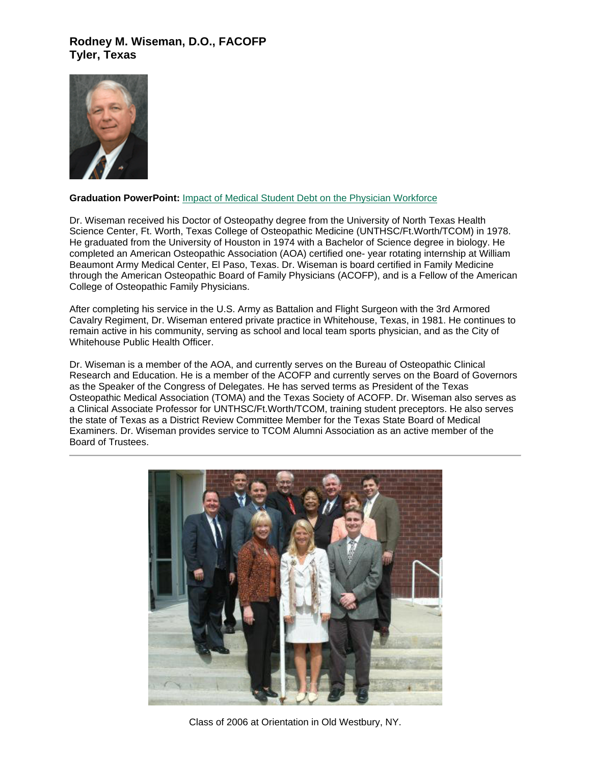## Rodney M. Wiseman, D.O., FACOFP
## Tyler, Texas

**Graduation PowerPoint:** Impact of Medical Student Debt on the Physician Workforce

Dr. Wiseman received his Doctor of Osteopathy degree from the University of North Texas Health Science Center, Ft. Worth, Texas College of Osteopathic Medicine (UNTHSC/Ft.Worth/TCOM) in 1978. He graduated from the University of Houston in 1974 with a Bachelor of Science degree in biology. He completed an American Osteopathic Association (AOA) certified one- year rotating internship at William Beaumont Army Medical Center, El Paso, Texas. Dr. Wiseman is board certified in Family Medicine through the American Osteopathic Board of Family Physicians (ACOFP), and is a Fellow of the American College of Osteopathic Family Physicians.

After completing his service in the U.S. Army as Battalion and Flight Surgeon with the 3rd Armored Cavalry Regiment, Dr. Wiseman entered private practice in Whitehouse, Texas, in 1981. He continues to remain active in his community, serving as school and local team sports physician, and as the City of Whitehouse Public Health Officer.

Dr. Wiseman is a member of the AOA, and currently serves on the Bureau of Osteopathic Clinical Research and Education. He is a member of the ACOFP and currently serves on the Board of Governors as the Speaker of the Congress of Delegates. He has served terms as President of the Texas Osteopathic Medical Association (TOMA) and the Texas Society of ACOFP. Dr. Wiseman also serves as a Clinical Associate Professor for UNTHSC/Ft.Worth/TCOM, training student preceptors. He also serves the state of Texas as a District Review Committee Member for the Texas State Board of Medical Examiners. Dr. Wiseman provides service to TCOM Alumni Association as an active member of the Board of Trustees.

---

Class of 2006 at Orientation in Old Westbury, NY.